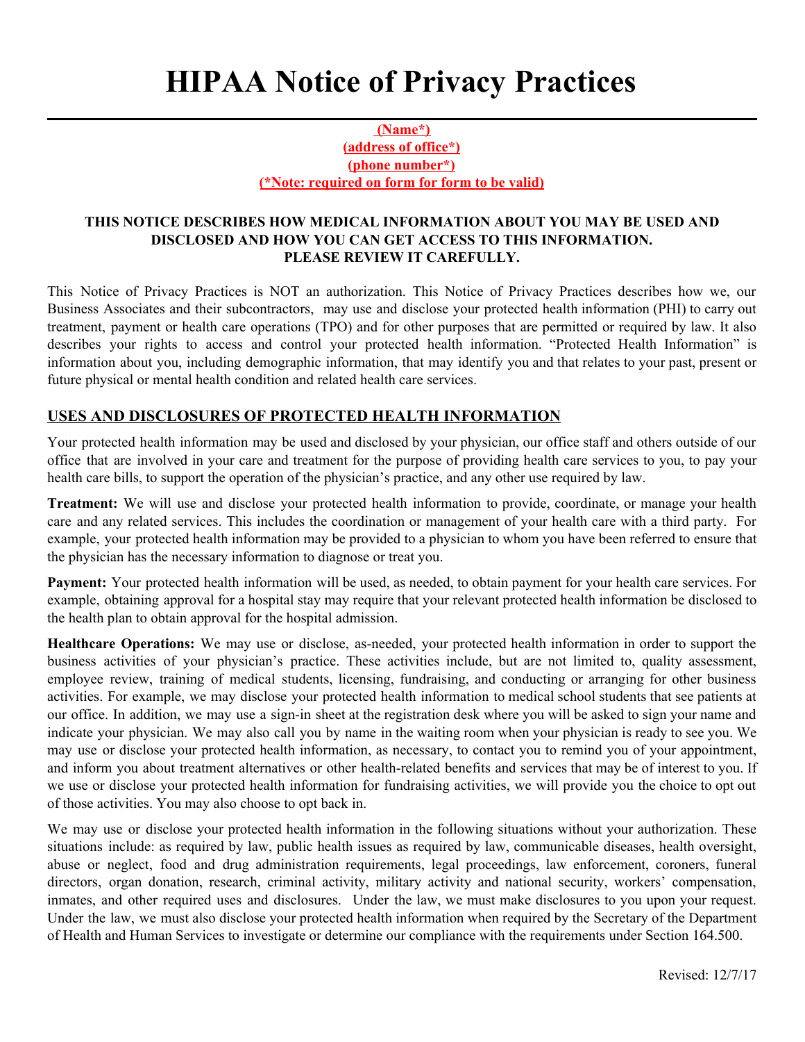# HIPAA Notice of Privacy Practices

**(Name*)**
**(address of office*)**
**(phone number*)**
**(*Note: required on form for form to be valid)**

**THIS NOTICE DESCRIBES HOW MEDICAL INFORMATION ABOUT YOU MAY BE USED AND DISCLOSED AND HOW YOU CAN GET ACCESS TO THIS INFORMATION. PLEASE REVIEW IT CAREFULLY.**

This Notice of Privacy Practices is NOT an authorization. This Notice of Privacy Practices describes how we, our Business Associates and their subcontractors, may use and disclose your protected health information (PHI) to carry out treatment, payment or health care operations (TPO) and for other purposes that are permitted or required by law. It also describes your rights to access and control your protected health information. "Protected Health Information" is information about you, including demographic information, that may identify you and that relates to your past, present or future physical or mental health condition and related health care services.

## USES AND DISCLOSURES OF PROTECTED HEALTH INFORMATION

Your protected health information may be used and disclosed by your physician, our office staff and others outside of our office that are involved in your care and treatment for the purpose of providing health care services to you, to pay your health care bills, to support the operation of the physician's practice, and any other use required by law.

**Treatment:** We will use and disclose your protected health information to provide, coordinate, or manage your health care and any related services. This includes the coordination or management of your health care with a third party. For example, your protected health information may be provided to a physician to whom you have been referred to ensure that the physician has the necessary information to diagnose or treat you.

**Payment:** Your protected health information will be used, as needed, to obtain payment for your health care services. For example, obtaining approval for a hospital stay may require that your relevant protected health information be disclosed to the health plan to obtain approval for the hospital admission.

**Healthcare Operations:** We may use or disclose, as-needed, your protected health information in order to support the business activities of your physician's practice. These activities include, but are not limited to, quality assessment, employee review, training of medical students, licensing, fundraising, and conducting or arranging for other business activities. For example, we may disclose your protected health information to medical school students that see patients at our office. In addition, we may use a sign-in sheet at the registration desk where you will be asked to sign your name and indicate your physician. We may also call you by name in the waiting room when your physician is ready to see you. We may use or disclose your protected health information, as necessary, to contact you to remind you of your appointment, and inform you about treatment alternatives or other health-related benefits and services that may be of interest to you. If we use or disclose your protected health information for fundraising activities, we will provide you the choice to opt out of those activities. You may also choose to opt back in.

We may use or disclose your protected health information in the following situations without your authorization. These situations include: as required by law, public health issues as required by law, communicable diseases, health oversight, abuse or neglect, food and drug administration requirements, legal proceedings, law enforcement, coroners, funeral directors, organ donation, research, criminal activity, military activity and national security, workers' compensation, inmates, and other required uses and disclosures. Under the law, we must make disclosures to you upon your request. Under the law, we must also disclose your protected health information when required by the Secretary of the Department of Health and Human Services to investigate or determine our compliance with the requirements under Section 164.500.

Revised: 12/7/17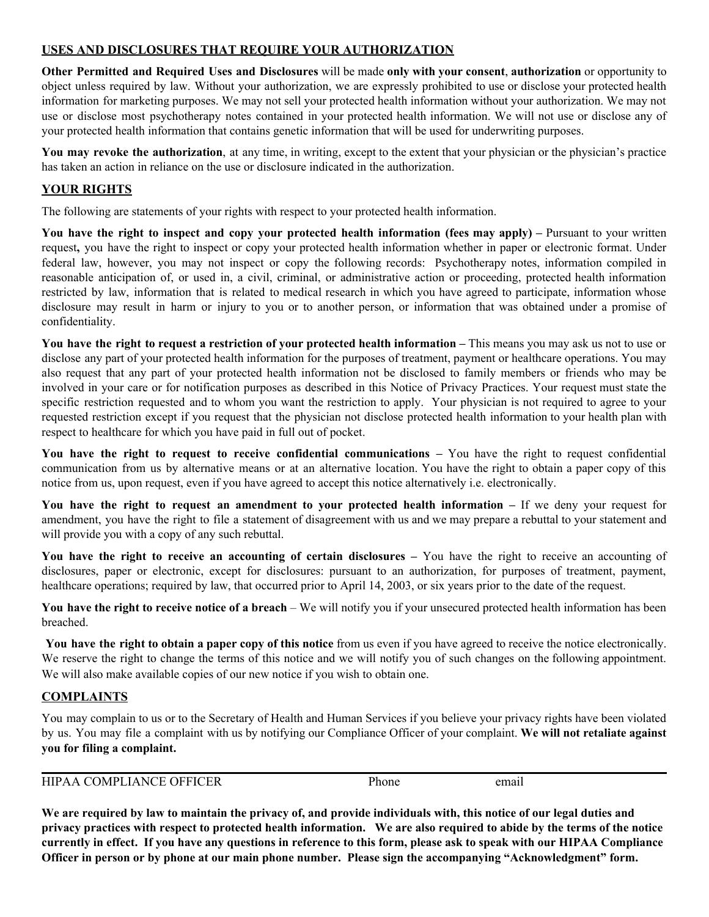## USES AND DISCLOSURES THAT REQUIRE YOUR AUTHORIZATION

**Other Permitted and Required Uses and Disclosures** will be made **only with your consent**, **authorization** or opportunity to object unless required by law. Without your authorization, we are expressly prohibited to use or disclose your protected health information for marketing purposes. We may not sell your protected health information without your authorization. We may not use or disclose most psychotherapy notes contained in your protected health information. We will not use or disclose any of your protected health information that contains genetic information that will be used for underwriting purposes.

**You may revoke the authorization**, at any time, in writing, except to the extent that your physician or the physician's practice has taken an action in reliance on the use or disclosure indicated in the authorization.

## YOUR RIGHTS

The following are statements of your rights with respect to your protected health information.

**You have the right to inspect and copy your protected health information (fees may apply) –** Pursuant to your written request**,** you have the right to inspect or copy your protected health information whether in paper or electronic format. Under federal law, however, you may not inspect or copy the following records: Psychotherapy notes, information compiled in reasonable anticipation of, or used in, a civil, criminal, or administrative action or proceeding, protected health information restricted by law, information that is related to medical research in which you have agreed to participate, information whose disclosure may result in harm or injury to you or to another person, or information that was obtained under a promise of confidentiality.

**You have the right to request a restriction of your protected health information –** This means you may ask us not to use or disclose any part of your protected health information for the purposes of treatment, payment or healthcare operations. You may also request that any part of your protected health information not be disclosed to family members or friends who may be involved in your care or for notification purposes as described in this Notice of Privacy Practices. Your request must state the specific restriction requested and to whom you want the restriction to apply. Your physician is not required to agree to your requested restriction except if you request that the physician not disclose protected health information to your health plan with respect to healthcare for which you have paid in full out of pocket.

**You have the right to request to receive confidential communications –** You have the right to request confidential communication from us by alternative means or at an alternative location. You have the right to obtain a paper copy of this notice from us, upon request, even if you have agreed to accept this notice alternatively i.e. electronically.

**You have the right to request an amendment to your protected health information –** If we deny your request for amendment, you have the right to file a statement of disagreement with us and we may prepare a rebuttal to your statement and will provide you with a copy of any such rebuttal.

**You have the right to receive an accounting of certain disclosures –** You have the right to receive an accounting of disclosures, paper or electronic, except for disclosures: pursuant to an authorization, for purposes of treatment, payment, healthcare operations; required by law, that occurred prior to April 14, 2003, or six years prior to the date of the request.

**You have the right to receive notice of a breach** – We will notify you if your unsecured protected health information has been breached.

**You have the right to obtain a paper copy of this notice** from us even if you have agreed to receive the notice electronically. We reserve the right to change the terms of this notice and we will notify you of such changes on the following appointment. We will also make available copies of our new notice if you wish to obtain one.

## COMPLAINTS

You may complain to us or to the Secretary of Health and Human Services if you believe your privacy rights have been violated by us. You may file a complaint with us by notifying our Compliance Officer of your complaint. **We will not retaliate against you for filing a complaint.**

HIPAA COMPLIANCE OFFICER Phone email

**We are required by law to maintain the privacy of, and provide individuals with, this notice of our legal duties and privacy practices with respect to protected health information. We are also required to abide by the terms of the notice currently in effect. If you have any questions in reference to this form, please ask to speak with our HIPAA Compliance Officer in person or by phone at our main phone number. Please sign the accompanying "Acknowledgment" form.**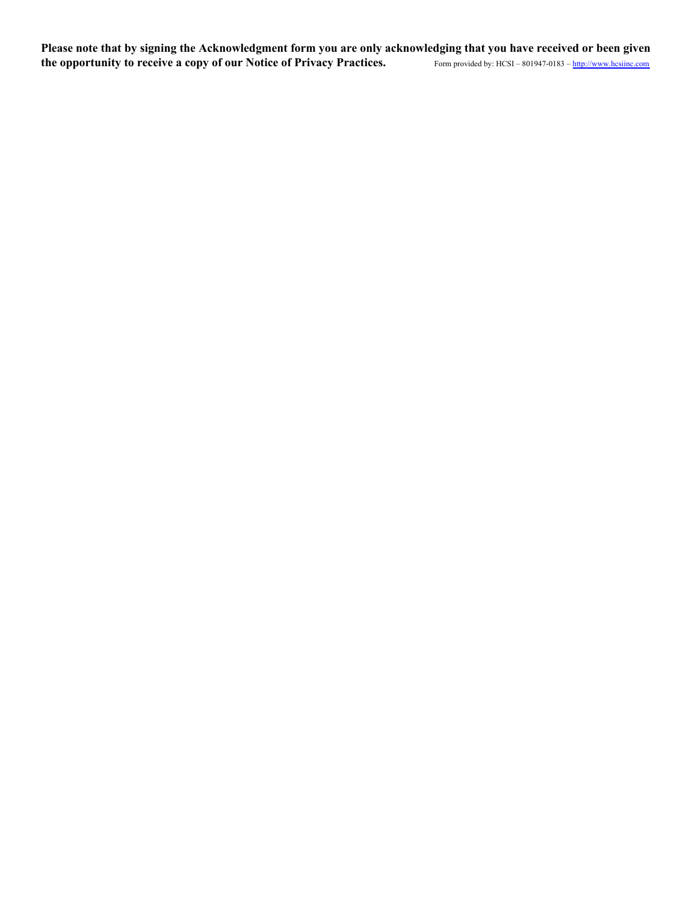**Please note that by signing the Acknowledgment form you are only acknowledging that you have received or been given the opportunity to receive a copy of our Notice of Privacy Practices.** Form provided by: HCSI – 801947-0183 – http://www.hcsiinc.com